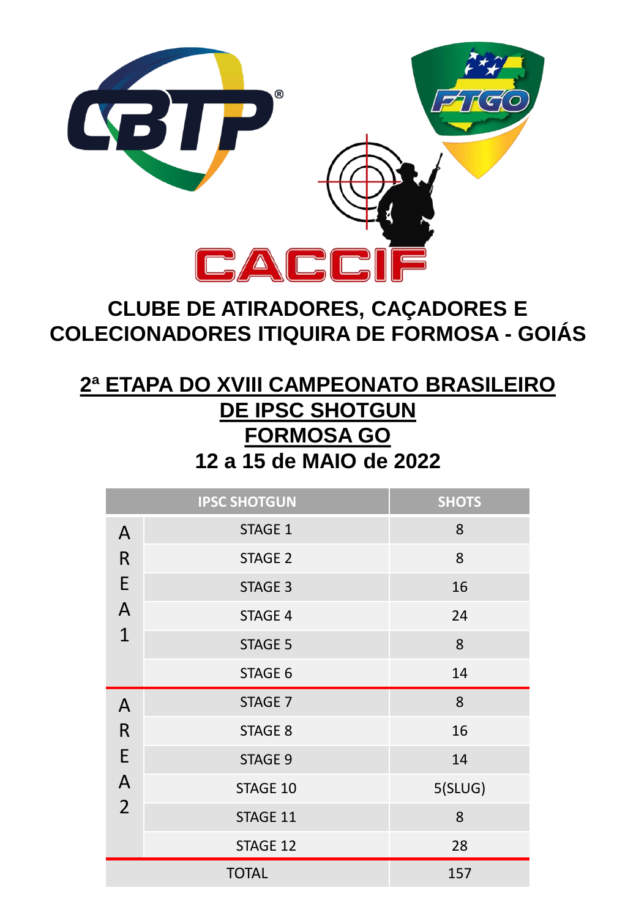# CLUBE DE ATIRADORES, CAÇADORES E COLECIONADORES ITIQUIRA DE FORMOSA - GOIÁS

## 2ª ETAPA DO XVIII CAMPEONATO BRASILEIRO DE IPSC SHOTGUN

## FORMOSA GO

## 12 a 15 de MAIO de 2022

| IPSC SHOTGUN | | SHOTS |
|---|---|---|
| AREA 1 | STAGE 1 | 8 |
| | STAGE 2 | 8 |
| | STAGE 3 | 16 |
| | STAGE 4 | 24 |
| | STAGE 5 | 8 |
| | STAGE 6 | 14 |
| AREA 2 | STAGE 7 | 8 |
| | STAGE 8 | 16 |
| | STAGE 9 | 14 |
| | STAGE 10 | 5(SLUG) |
| | STAGE 11 | 8 |
| | STAGE 12 | 28 |
| TOTAL | | 157 |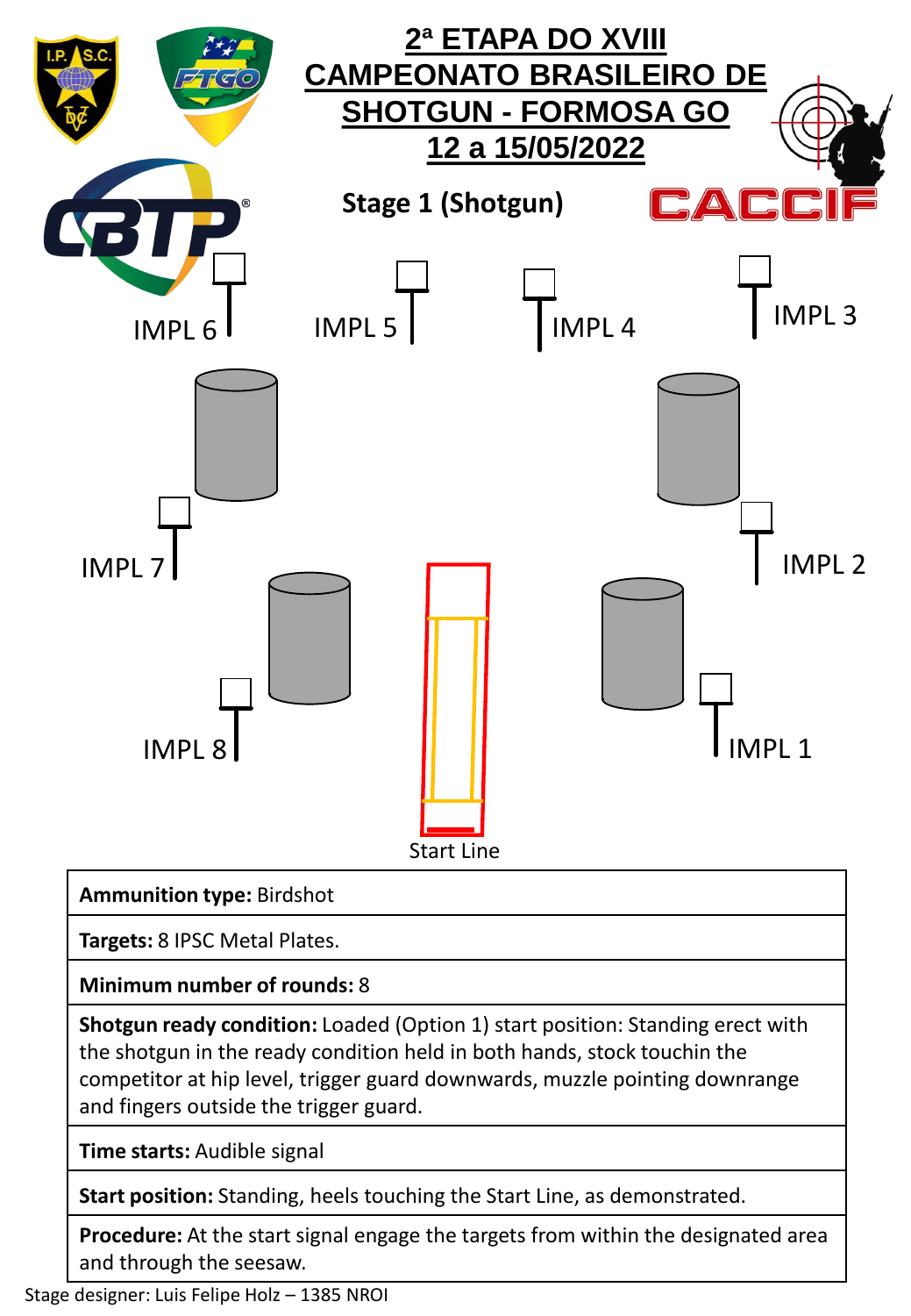# 2ª ETAPA DO XVIII CAMPEONATO BRASILEIRO DE SHOTGUN - FORMOSA GO

## 12 a 15/05/2022

### Stage 1 (Shotgun)

IMPL 6 IMPL 5 IMPL 4 IMPL 3

IMPL 7 IMPL 2

IMPL 8 IMPL 1

Start Line

| |
|---|
| **Ammunition type:** Birdshot |
| **Targets:** 8 IPSC Metal Plates. |
| **Minimum number of rounds:** 8 |
| **Shotgun ready condition:** Loaded (Option 1) start position: Standing erect with the shotgun in the ready condition held in both hands, stock touchin the competitor at hip level, trigger guard downwards, muzzle pointing downrange and fingers outside the trigger guard. |
| **Time starts:** Audible signal |
| **Start position:** Standing, heels touching the Start Line, as demonstrated. |
| **Procedure:** At the start signal engage the targets from within the designated area and through the seesaw. |

Stage designer: Luis Felipe Holz – 1385 NROI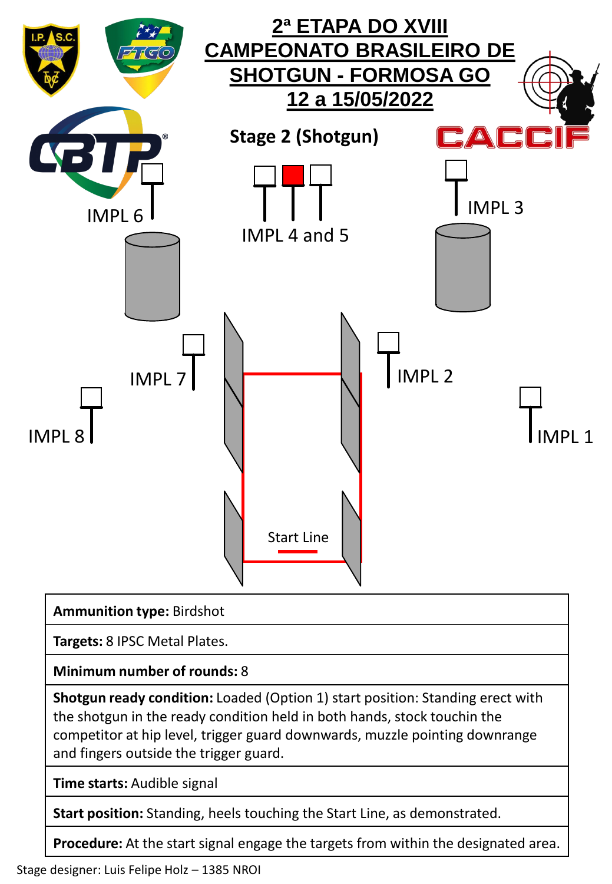# 2ª ETAPA DO XVIII CAMPEONATO BRASILEIRO DE SHOTGUN - FORMOSA GO

## 12 a 15/05/2022

### Stage 2 (Shotgun)

IMPL 6

IMPL 4 and 5

IMPL 3

IMPL 7

IMPL 2

IMPL 8

IMPL 1

Start Line

| **Ammunition type:** Birdshot |
|---|
| **Targets:** 8 IPSC Metal Plates. |
| **Minimum number of rounds:** 8 |
| **Shotgun ready condition:** Loaded (Option 1) start position: Standing erect with the shotgun in the ready condition held in both hands, stock touchin the competitor at hip level, trigger guard downwards, muzzle pointing downrange and fingers outside the trigger guard. |
| **Time starts:** Audible signal |
| **Start position:** Standing, heels touching the Start Line, as demonstrated. |
| **Procedure:** At the start signal engage the targets from within the designated area. |

Stage designer: Luis Felipe Holz – 1385 NROI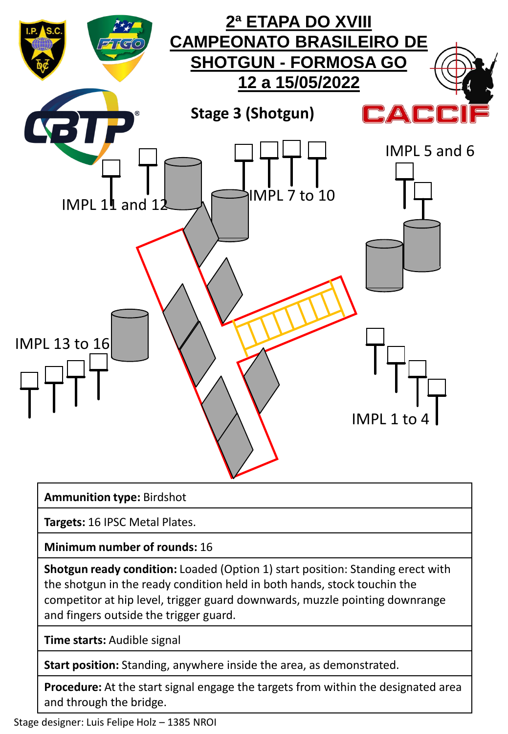# 2ª ETAPA DO XVIII CAMPEONATO BRASILEIRO DE SHOTGUN - FORMOSA GO

## 12 a 15/05/2022

### Stage 3 (Shotgun)

IMPL 11 and 12

IMPL 7 to 10

IMPL 5 and 6

IMPL 13 to 16

IMPL 1 to 4

| |
|---|
| **Ammunition type:** Birdshot |
| **Targets:** 16 IPSC Metal Plates. |
| **Minimum number of rounds:** 16 |
| **Shotgun ready condition:** Loaded (Option 1) start position: Standing erect with the shotgun in the ready condition held in both hands, stock touchin the competitor at hip level, trigger guard downwards, muzzle pointing downrange and fingers outside the trigger guard. |
| **Time starts:** Audible signal |
| **Start position:** Standing, anywhere inside the area, as demonstrated. |
| **Procedure:** At the start signal engage the targets from within the designated area and through the bridge. |

Stage designer: Luis Felipe Holz – 1385 NROI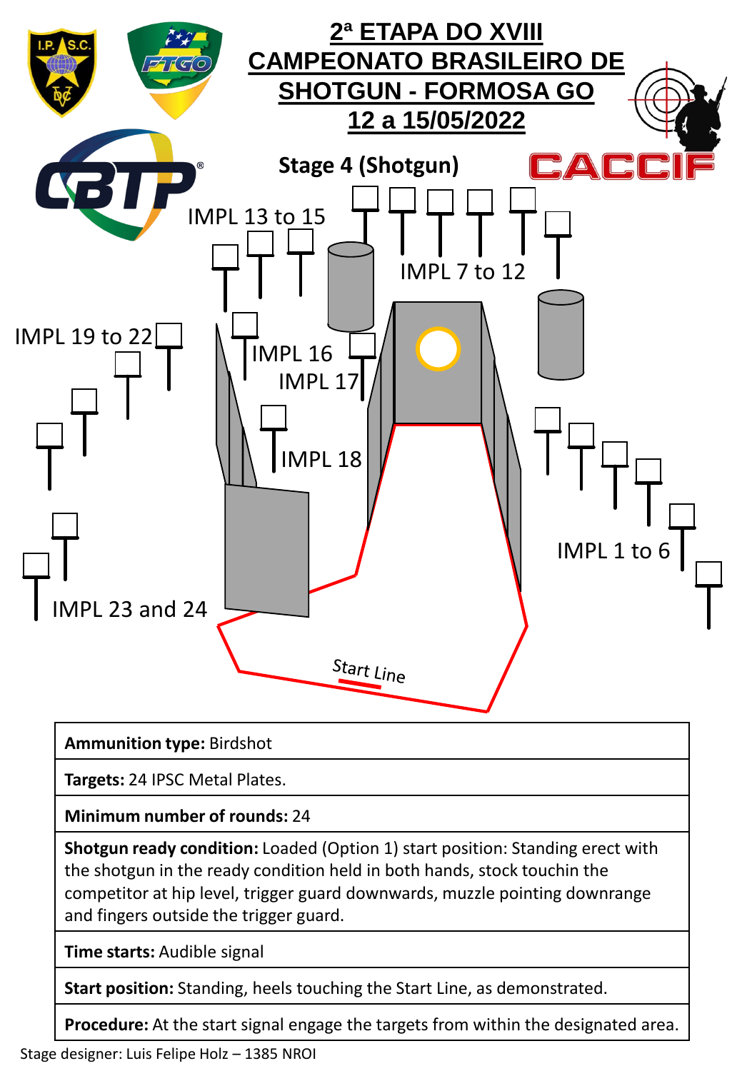# 2ª ETAPA DO XVIII CAMPEONATO BRASILEIRO DE SHOTGUN - FORMOSA GO

## 12 a 15/05/2022

## Stage 4 (Shotgun)

IMPL 13 to 15

IMPL 7 to 12

IMPL 19 to 22

IMPL 16

IMPL 17

IMPL 18

IMPL 1 to 6

IMPL 23 and 24

Start Line

| |
|---|
| **Ammunition type:** Birdshot |
| **Targets:** 24 IPSC Metal Plates. |
| **Minimum number of rounds:** 24 |
| **Shotgun ready condition:** Loaded (Option 1) start position: Standing erect with the shotgun in the ready condition held in both hands, stock touchin the competitor at hip level, trigger guard downwards, muzzle pointing downrange and fingers outside the trigger guard. |
| **Time starts:** Audible signal |
| **Start position:** Standing, heels touching the Start Line, as demonstrated. |
| **Procedure:** At the start signal engage the targets from within the designated area. |

Stage designer: Luis Felipe Holz – 1385 NROI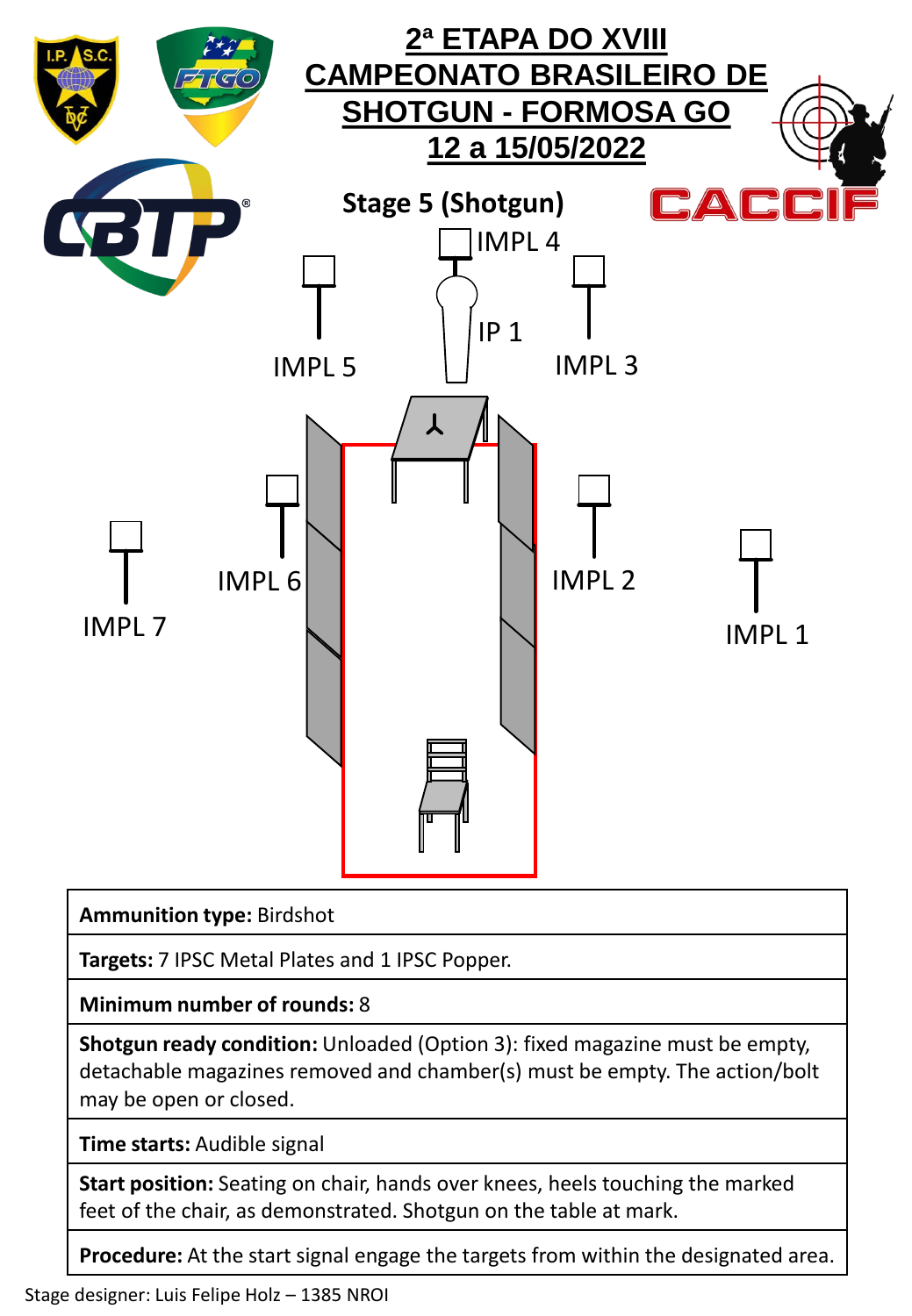# 2ª ETAPA DO XVIII CAMPEONATO BRASILEIRO DE SHOTGUN - FORMOSA GO

## 12 a 15/05/2022

### Stage 5 (Shotgun)

IMPL 4

IP 1

IMPL 5

IMPL 3

IMPL 6

IMPL 2

IMPL 7

IMPL 1

| |
|---|
| **Ammunition type:** Birdshot |
| **Targets:** 7 IPSC Metal Plates and 1 IPSC Popper. |
| **Minimum number of rounds:** 8 |
| **Shotgun ready condition:** Unloaded (Option 3): fixed magazine must be empty, detachable magazines removed and chamber(s) must be empty. The action/bolt may be open or closed. |
| **Time starts:** Audible signal |
| **Start position:** Seating on chair, hands over knees, heels touching the marked feet of the chair, as demonstrated. Shotgun on the table at mark. |
| **Procedure:** At the start signal engage the targets from within the designated area. |

Stage designer: Luis Felipe Holz – 1385 NROI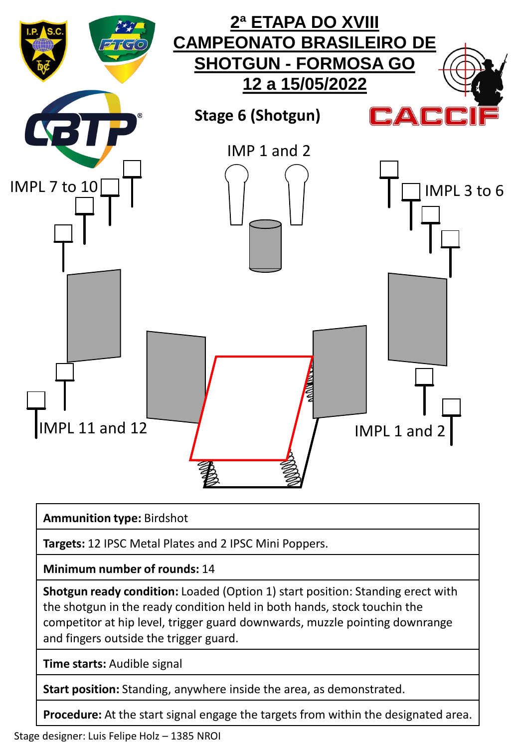# 2ª ETAPA DO XVIII CAMPEONATO BRASILEIRO DE SHOTGUN - FORMOSA GO

## 12 a 15/05/2022

### Stage 6 (Shotgun)

IMP 1 and 2

IMPL 7 to 10

IMPL 3 to 6

IMPL 11 and 12

IMPL 1 and 2

| **Ammunition type:** Birdshot |
|---|
| **Targets:** 12 IPSC Metal Plates and 2 IPSC Mini Poppers. |
| **Minimum number of rounds:** 14 |
| **Shotgun ready condition:** Loaded (Option 1) start position: Standing erect with the shotgun in the ready condition held in both hands, stock touchin the competitor at hip level, trigger guard downwards, muzzle pointing downrange and fingers outside the trigger guard. |
| **Time starts:** Audible signal |
| **Start position:** Standing, anywhere inside the area, as demonstrated. |
| **Procedure:** At the start signal engage the targets from within the designated area. |

Stage designer: Luis Felipe Holz – 1385 NROI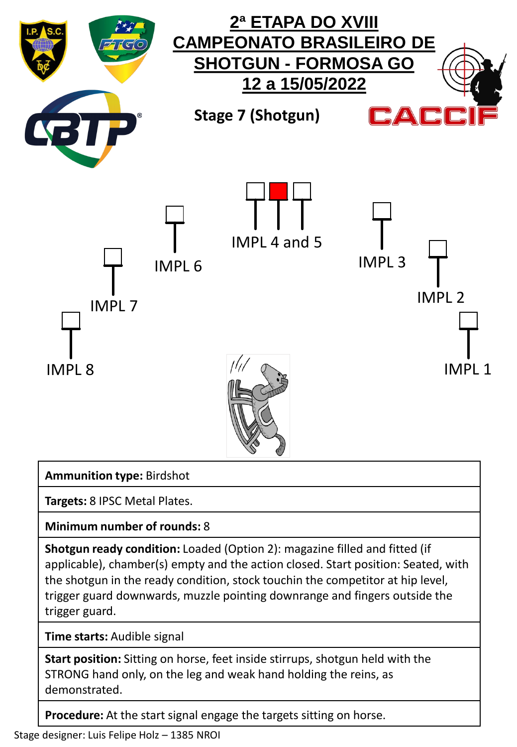# 2ª ETAPA DO XVIII CAMPEONATO BRASILEIRO DE SHOTGUN - FORMOSA GO

## 12 a 15/05/2022

### Stage 7 (Shotgun)

IMPL 4 and 5

IMPL 6

IMPL 3

IMPL 7

IMPL 2

IMPL 8

IMPL 1

| |
|---|
| **Ammunition type:** Birdshot |
| **Targets:** 8 IPSC Metal Plates. |
| **Minimum number of rounds:** 8 |
| **Shotgun ready condition:** Loaded (Option 2): magazine filled and fitted (if applicable), chamber(s) empty and the action closed. Start position: Seated, with the shotgun in the ready condition, stock touchin the competitor at hip level, trigger guard downwards, muzzle pointing downrange and fingers outside the trigger guard. |
| **Time starts:** Audible signal |
| **Start position:** Sitting on horse, feet inside stirrups, shotgun held with the STRONG hand only, on the leg and weak hand holding the reins, as demonstrated. |
| **Procedure:** At the start signal engage the targets sitting on horse. |

Stage designer: Luis Felipe Holz – 1385 NROI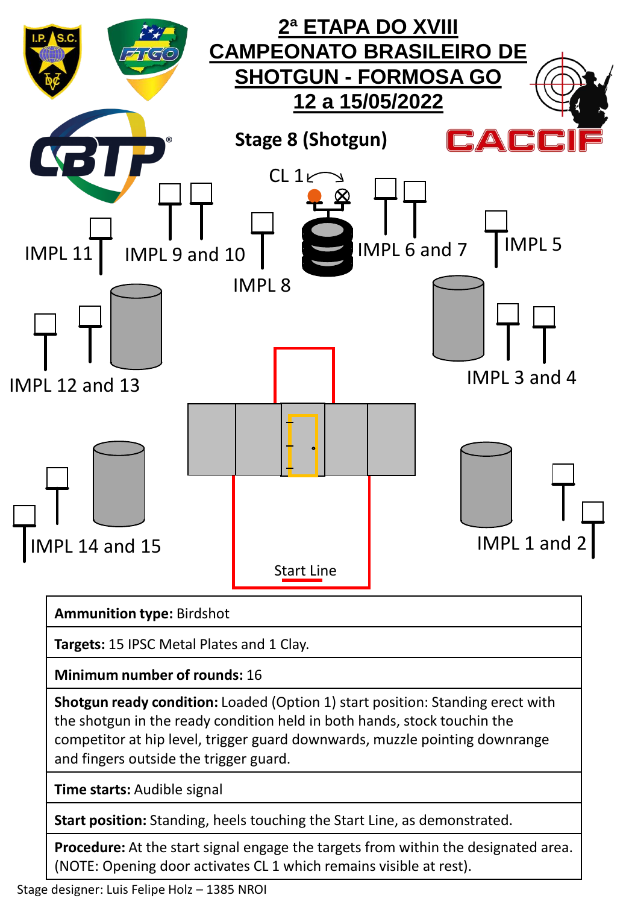# 2ª ETAPA DO XVIII CAMPEONATO BRASILEIRO DE SHOTGUN - FORMOSA GO

## 12 a 15/05/2022

### Stage 8 (Shotgun)

CL 1

IMPL 11

IMPL 9 and 10

IMPL 8

IMPL 6 and 7

IMPL 5

IMPL 12 and 13

IMPL 3 and 4

IMPL 14 and 15

IMPL 1 and 2

Start Line

| |
|---|
| **Ammunition type:** Birdshot |
| **Targets:** 15 IPSC Metal Plates and 1 Clay. |
| **Minimum number of rounds:** 16 |
| **Shotgun ready condition:** Loaded (Option 1) start position: Standing erect with the shotgun in the ready condition held in both hands, stock touchin the competitor at hip level, trigger guard downwards, muzzle pointing downrange and fingers outside the trigger guard. |
| **Time starts:** Audible signal |
| **Start position:** Standing, heels touching the Start Line, as demonstrated. |
| **Procedure:** At the start signal engage the targets from within the designated area. (NOTE: Opening door activates CL 1 which remains visible at rest). |

Stage designer: Luis Felipe Holz – 1385 NROI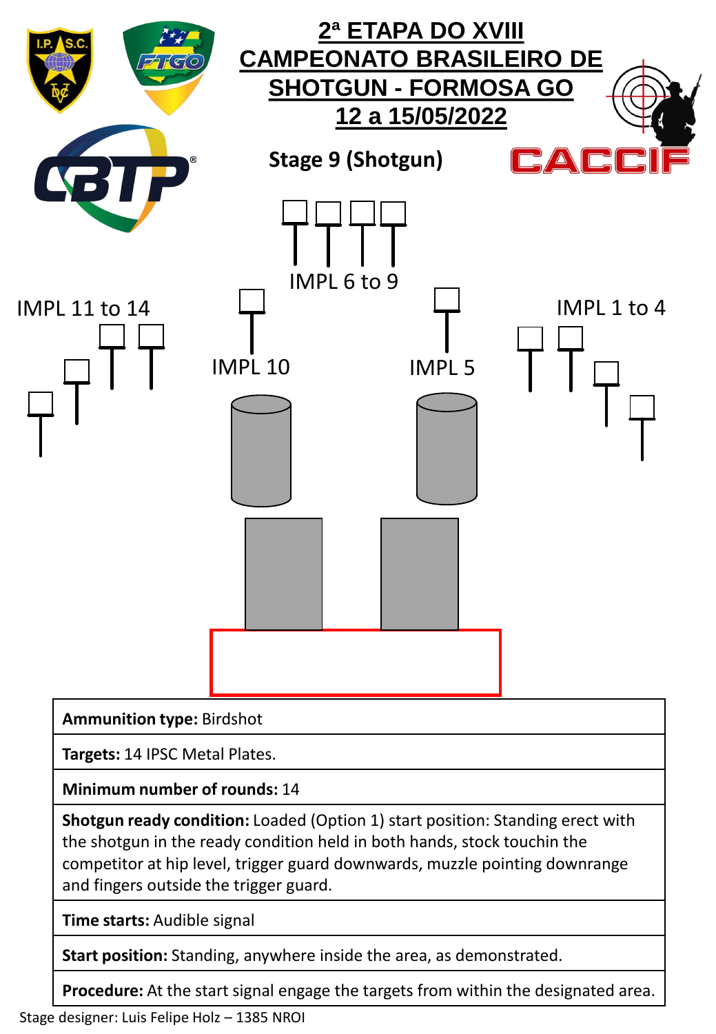# 2ª ETAPA DO XVIII CAMPEONATO BRASILEIRO DE SHOTGUN - FORMOSA GO

## 12 a 15/05/2022

### Stage 9 (Shotgun)

IMPL 6 to 9

IMPL 11 to 14

IMPL 10

IMPL 5

IMPL 1 to 4

| |
|---|
| **Ammunition type:** Birdshot |
| **Targets:** 14 IPSC Metal Plates. |
| **Minimum number of rounds:** 14 |
| **Shotgun ready condition:** Loaded (Option 1) start position: Standing erect with the shotgun in the ready condition held in both hands, stock touchin the competitor at hip level, trigger guard downwards, muzzle pointing downrange and fingers outside the trigger guard. |
| **Time starts:** Audible signal |
| **Start position:** Standing, anywhere inside the area, as demonstrated. |
| **Procedure:** At the start signal engage the targets from within the designated area. |

Stage designer: Luis Felipe Holz – 1385 NROI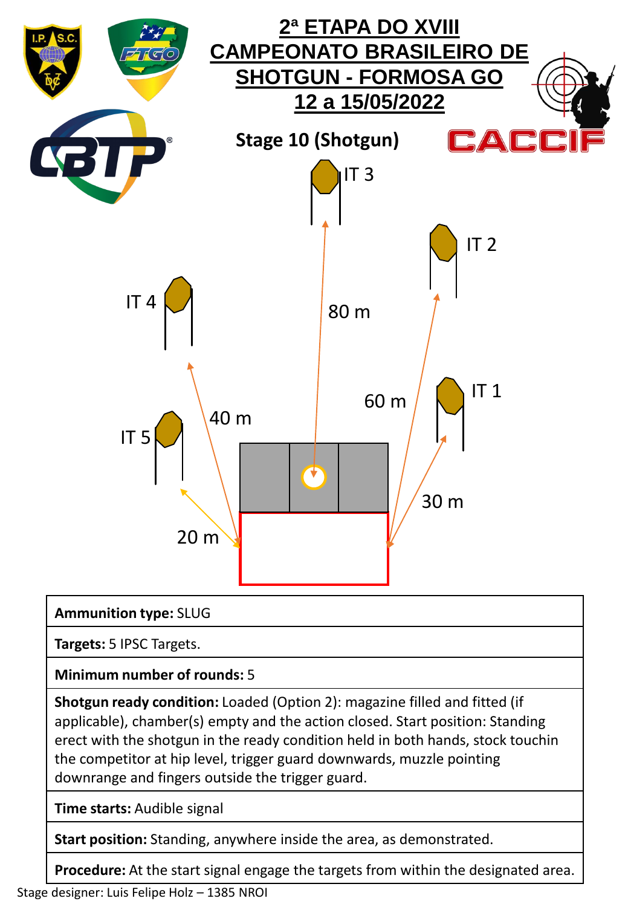# 2ª ETAPA DO XVIII CAMPEONATO BRASILEIRO DE SHOTGUN - FORMOSA GO

## 12 a 15/05/2022

### Stage 10 (Shotgun)

IT 3

IT 2

IT 4

80 m

IT 1

60 m

IT 5

40 m

30 m

20 m

| |
|---|
| **Ammunition type:** SLUG |
| **Targets:** 5 IPSC Targets. |
| **Minimum number of rounds:** 5 |
| **Shotgun ready condition:** Loaded (Option 2): magazine filled and fitted (if applicable), chamber(s) empty and the action closed. Start position: Standing erect with the shotgun in the ready condition held in both hands, stock touchin the competitor at hip level, trigger guard downwards, muzzle pointing downrange and fingers outside the trigger guard. |
| **Time starts:** Audible signal |
| **Start position:** Standing, anywhere inside the area, as demonstrated. |
| **Procedure:** At the start signal engage the targets from within the designated area. |

Stage designer: Luis Felipe Holz – 1385 NROI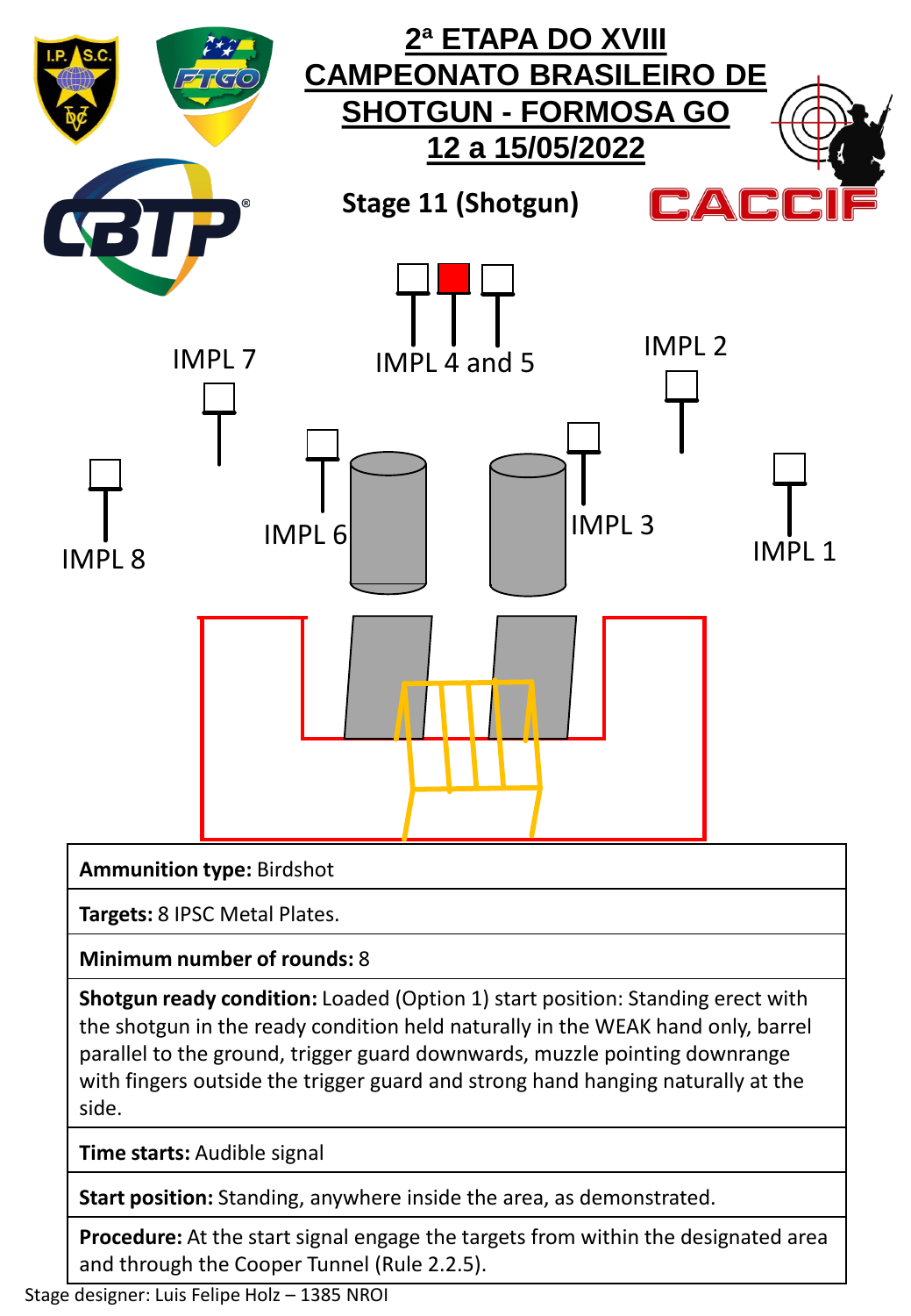# 2ª ETAPA DO XVIII CAMPEONATO BRASILEIRO DE SHOTGUN - FORMOSA GO

## 12 a 15/05/2022

### Stage 11 (Shotgun)

IMPL 7

IMPL 4 and 5

IMPL 2

IMPL 6

IMPL 3

IMPL 8

IMPL 1

| |
|---|
| **Ammunition type:** Birdshot |
| **Targets:** 8 IPSC Metal Plates. |
| **Minimum number of rounds:** 8 |
| **Shotgun ready condition:** Loaded (Option 1) start position: Standing erect with the shotgun in the ready condition held naturally in the WEAK hand only, barrel parallel to the ground, trigger guard downwards, muzzle pointing downrange with fingers outside the trigger guard and strong hand hanging naturally at the side. |
| **Time starts:** Audible signal |
| **Start position:** Standing, anywhere inside the area, as demonstrated. |
| **Procedure:** At the start signal engage the targets from within the designated area and through the Cooper Tunnel (Rule 2.2.5). |

Stage designer: Luis Felipe Holz – 1385 NROI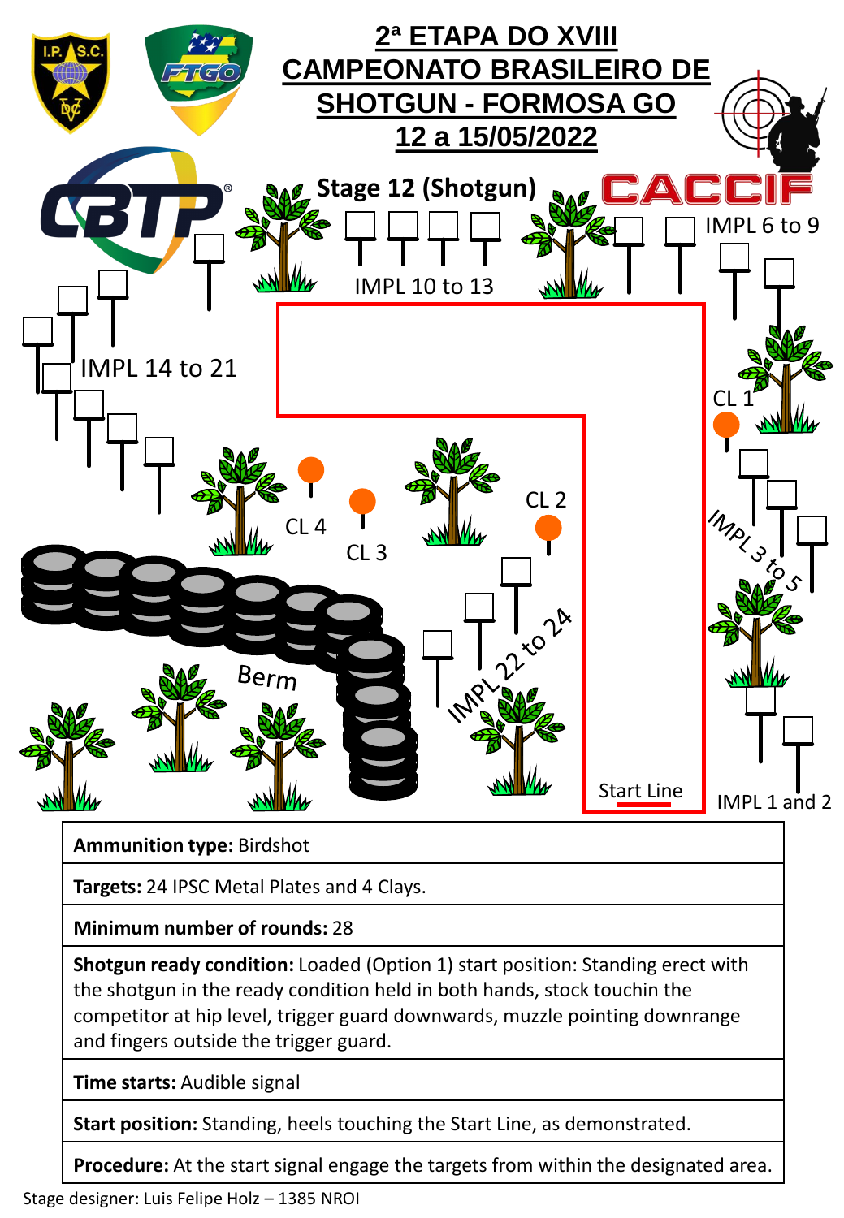# 2ª ETAPA DO XVIII CAMPEONATO BRASILEIRO DE SHOTGUN - FORMOSA GO

## 12 a 15/05/2022

## Stage 12 (Shotgun)

IMPL 10 to 13

IMPL 6 to 9

IMPL 14 to 21

CL 1

CL 2

CL 3

CL 4

IMPL 3 to 5

IMPL 22 to 24

Berm

Start Line

IMPL 1 and 2

| | |
|---|---|
| **Ammunition type:** Birdshot | |
| **Targets:** 24 IPSC Metal Plates and 4 Clays. | |
| **Minimum number of rounds:** 28 | |
| **Shotgun ready condition:** Loaded (Option 1) start position: Standing erect with the shotgun in the ready condition held in both hands, stock touchin the competitor at hip level, trigger guard downwards, muzzle pointing downrange and fingers outside the trigger guard. | |
| **Time starts:** Audible signal | |
| **Start position:** Standing, heels touching the Start Line, as demonstrated. | |
| **Procedure:** At the start signal engage the targets from within the designated area. | |

Stage designer: Luis Felipe Holz – 1385 NROI